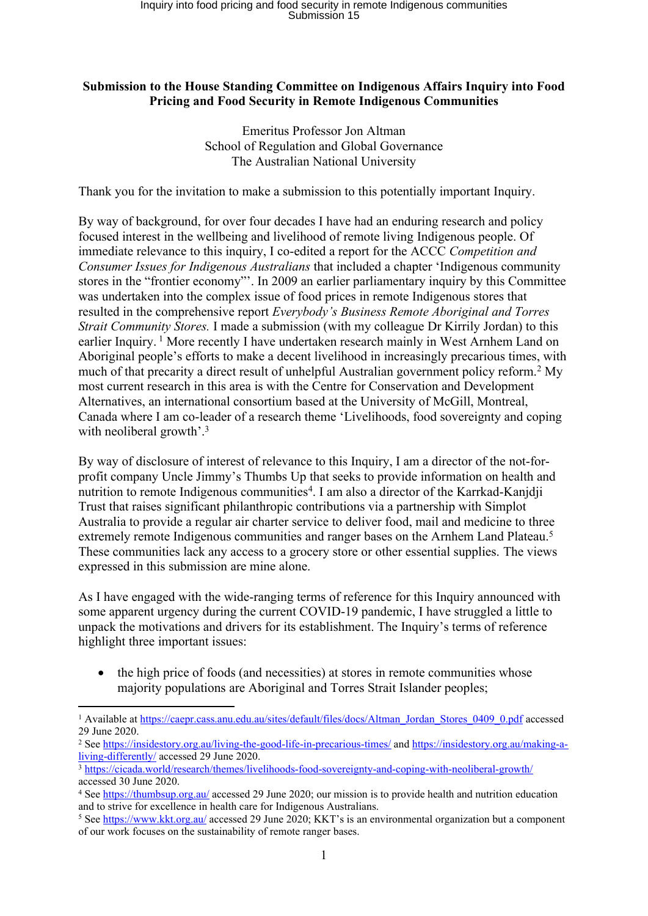**Submission to the House Standing Committee on Indigenous Affairs Inquiry into Food Pricing and Food Security in Remote Indigenous Communities**

Emeritus Professor Jon Altman
School of Regulation and Global Governance
The Australian National University

Thank you for the invitation to make a submission to this potentially important Inquiry.

By way of background, for over four decades I have had an enduring research and policy focused interest in the wellbeing and livelihood of remote living Indigenous people. Of immediate relevance to this inquiry, I co-edited a report for the ACCC *Competition and Consumer Issues for Indigenous Australians* that included a chapter 'Indigenous community stores in the "frontier economy"'. In 2009 an earlier parliamentary inquiry by this Committee was undertaken into the complex issue of food prices in remote Indigenous stores that resulted in the comprehensive report *Everybody's Business Remote Aboriginal and Torres Strait Community Stores.* I made a submission (with my colleague Dr Kirrily Jordan) to this earlier Inquiry.[1] More recently I have undertaken research mainly in West Arnhem Land on Aboriginal people's efforts to make a decent livelihood in increasingly precarious times, with much of that precarity a direct result of unhelpful Australian government policy reform.[2] My most current research in this area is with the Centre for Conservation and Development Alternatives, an international consortium based at the University of McGill, Montreal, Canada where I am co-leader of a research theme 'Livelihoods, food sovereignty and coping with neoliberal growth'.[3]

By way of disclosure of interest of relevance to this Inquiry, I am a director of the not-for-profit company Uncle Jimmy's Thumbs Up that seeks to provide information on health and nutrition to remote Indigenous communities[4]. I am also a director of the Karrkad-Kanjdji Trust that raises significant philanthropic contributions via a partnership with Simplot Australia to provide a regular air charter service to deliver food, mail and medicine to three extremely remote Indigenous communities and ranger bases on the Arnhem Land Plateau.[5] These communities lack any access to a grocery store or other essential supplies. The views expressed in this submission are mine alone.

As I have engaged with the wide-ranging terms of reference for this Inquiry announced with some apparent urgency during the current COVID-19 pandemic, I have struggled a little to unpack the motivations and drivers for its establishment. The Inquiry's terms of reference highlight three important issues:

- the high price of foods (and necessities) at stores in remote communities whose majority populations are Aboriginal and Torres Strait Islander peoples;

---

[1] Available at https://caepr.cass.anu.edu.au/sites/default/files/docs/Altman_Jordan_Stores_0409_0.pdf accessed 29 June 2020.

[2] See https://insidestory.org.au/living-the-good-life-in-precarious-times/ and https://insidestory.org.au/making-a-living-differently/ accessed 29 June 2020.

[3] https://cicada.world/research/themes/livelihoods-food-sovereignty-and-coping-with-neoliberal-growth/ accessed 30 June 2020.

[4] See https://thumbsup.org.au/ accessed 29 June 2020; our mission is to provide health and nutrition education and to strive for excellence in health care for Indigenous Australians.

[5] See https://www.kkt.org.au/ accessed 29 June 2020; KKT's is an environmental organization but a component of our work focuses on the sustainability of remote ranger bases.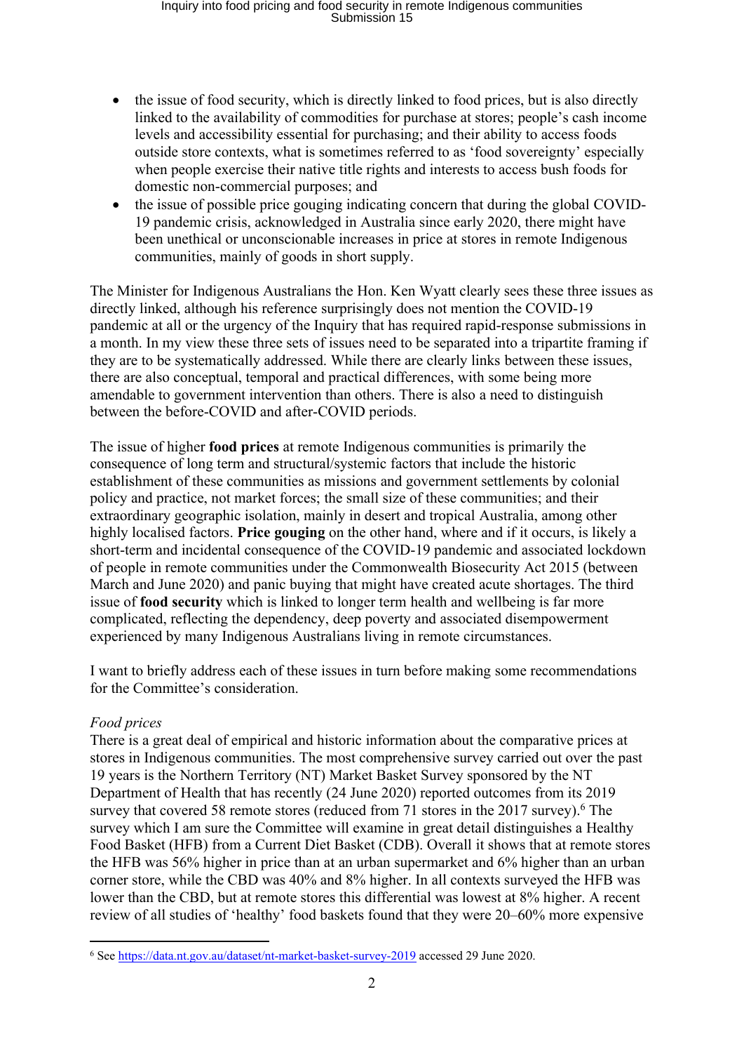- the issue of food security, which is directly linked to food prices, but is also directly linked to the availability of commodities for purchase at stores; people's cash income levels and accessibility essential for purchasing; and their ability to access foods outside store contexts, what is sometimes referred to as 'food sovereignty' especially when people exercise their native title rights and interests to access bush foods for domestic non-commercial purposes; and
- the issue of possible price gouging indicating concern that during the global COVID-19 pandemic crisis, acknowledged in Australia since early 2020, there might have been unethical or unconscionable increases in price at stores in remote Indigenous communities, mainly of goods in short supply.

The Minister for Indigenous Australians the Hon. Ken Wyatt clearly sees these three issues as directly linked, although his reference surprisingly does not mention the COVID-19 pandemic at all or the urgency of the Inquiry that has required rapid-response submissions in a month. In my view these three sets of issues need to be separated into a tripartite framing if they are to be systematically addressed. While there are clearly links between these issues, there are also conceptual, temporal and practical differences, with some being more amendable to government intervention than others. There is also a need to distinguish between the before-COVID and after-COVID periods.

The issue of higher **food prices** at remote Indigenous communities is primarily the consequence of long term and structural/systemic factors that include the historic establishment of these communities as missions and government settlements by colonial policy and practice, not market forces; the small size of these communities; and their extraordinary geographic isolation, mainly in desert and tropical Australia, among other highly localised factors. **Price gouging** on the other hand, where and if it occurs, is likely a short-term and incidental consequence of the COVID-19 pandemic and associated lockdown of people in remote communities under the Commonwealth Biosecurity Act 2015 (between March and June 2020) and panic buying that might have created acute shortages. The third issue of **food security** which is linked to longer term health and wellbeing is far more complicated, reflecting the dependency, deep poverty and associated disempowerment experienced by many Indigenous Australians living in remote circumstances.

I want to briefly address each of these issues in turn before making some recommendations for the Committee's consideration.

*Food prices*

There is a great deal of empirical and historic information about the comparative prices at stores in Indigenous communities. The most comprehensive survey carried out over the past 19 years is the Northern Territory (NT) Market Basket Survey sponsored by the NT Department of Health that has recently (24 June 2020) reported outcomes from its 2019 survey that covered 58 remote stores (reduced from 71 stores in the 2017 survey).[6] The survey which I am sure the Committee will examine in great detail distinguishes a Healthy Food Basket (HFB) from a Current Diet Basket (CDB). Overall it shows that at remote stores the HFB was 56% higher in price than at an urban supermarket and 6% higher than an urban corner store, while the CBD was 40% and 8% higher. In all contexts surveyed the HFB was lower than the CBD, but at remote stores this differential was lowest at 8% higher. A recent review of all studies of 'healthy' food baskets found that they were 20–60% more expensive

[6] See https://data.nt.gov.au/dataset/nt-market-basket-survey-2019 accessed 29 June 2020.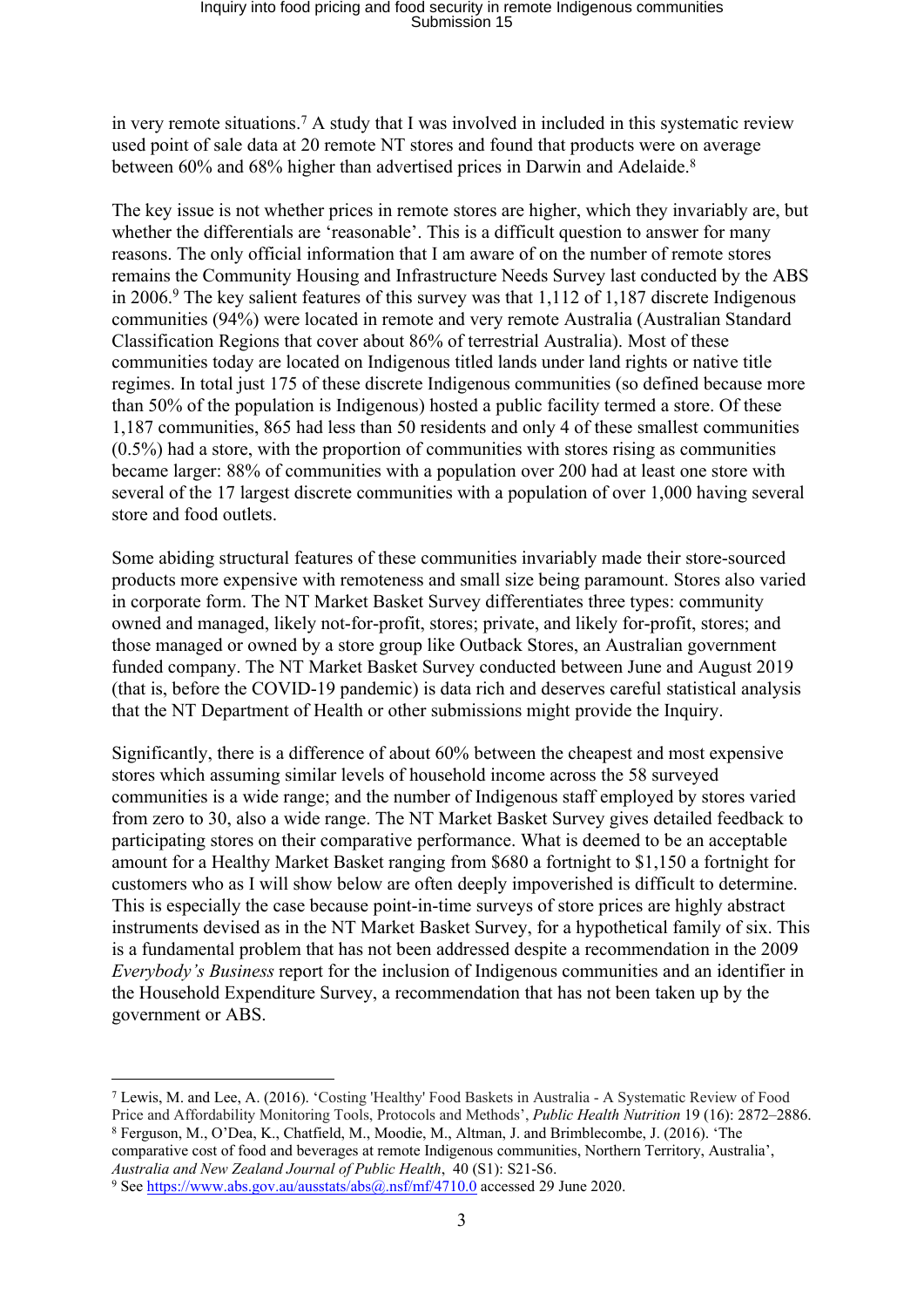in very remote situations.[7] A study that I was involved in included in this systematic review used point of sale data at 20 remote NT stores and found that products were on average between 60% and 68% higher than advertised prices in Darwin and Adelaide.[8]

The key issue is not whether prices in remote stores are higher, which they invariably are, but whether the differentials are 'reasonable'. This is a difficult question to answer for many reasons. The only official information that I am aware of on the number of remote stores remains the Community Housing and Infrastructure Needs Survey last conducted by the ABS in 2006.[9] The key salient features of this survey was that 1,112 of 1,187 discrete Indigenous communities (94%) were located in remote and very remote Australia (Australian Standard Classification Regions that cover about 86% of terrestrial Australia). Most of these communities today are located on Indigenous titled lands under land rights or native title regimes. In total just 175 of these discrete Indigenous communities (so defined because more than 50% of the population is Indigenous) hosted a public facility termed a store. Of these 1,187 communities, 865 had less than 50 residents and only 4 of these smallest communities (0.5%) had a store, with the proportion of communities with stores rising as communities became larger: 88% of communities with a population over 200 had at least one store with several of the 17 largest discrete communities with a population of over 1,000 having several store and food outlets.

Some abiding structural features of these communities invariably made their store-sourced products more expensive with remoteness and small size being paramount. Stores also varied in corporate form. The NT Market Basket Survey differentiates three types: community owned and managed, likely not-for-profit, stores; private, and likely for-profit, stores; and those managed or owned by a store group like Outback Stores, an Australian government funded company. The NT Market Basket Survey conducted between June and August 2019 (that is, before the COVID-19 pandemic) is data rich and deserves careful statistical analysis that the NT Department of Health or other submissions might provide the Inquiry.

Significantly, there is a difference of about 60% between the cheapest and most expensive stores which assuming similar levels of household income across the 58 surveyed communities is a wide range; and the number of Indigenous staff employed by stores varied from zero to 30, also a wide range. The NT Market Basket Survey gives detailed feedback to participating stores on their comparative performance. What is deemed to be an acceptable amount for a Healthy Market Basket ranging from $680 a fortnight to $1,150 a fortnight for customers who as I will show below are often deeply impoverished is difficult to determine. This is especially the case because point-in-time surveys of store prices are highly abstract instruments devised as in the NT Market Basket Survey, for a hypothetical family of six. This is a fundamental problem that has not been addressed despite a recommendation in the 2009 *Everybody's Business* report for the inclusion of Indigenous communities and an identifier in the Household Expenditure Survey, a recommendation that has not been taken up by the government or ABS.

---

[7] Lewis, M. and Lee, A. (2016). 'Costing 'Healthy' Food Baskets in Australia - A Systematic Review of Food Price and Affordability Monitoring Tools, Protocols and Methods', *Public Health Nutrition* 19 (16): 2872–2886.

[8] Ferguson, M., O'Dea, K., Chatfield, M., Moodie, M., Altman, J. and Brimblecombe, J. (2016). 'The comparative cost of food and beverages at remote Indigenous communities, Northern Territory, Australia', *Australia and New Zealand Journal of Public Health*, 40 (S1): S21-S6.

[9] See https://www.abs.gov.au/ausstats/abs@.nsf/mf/4710.0 accessed 29 June 2020.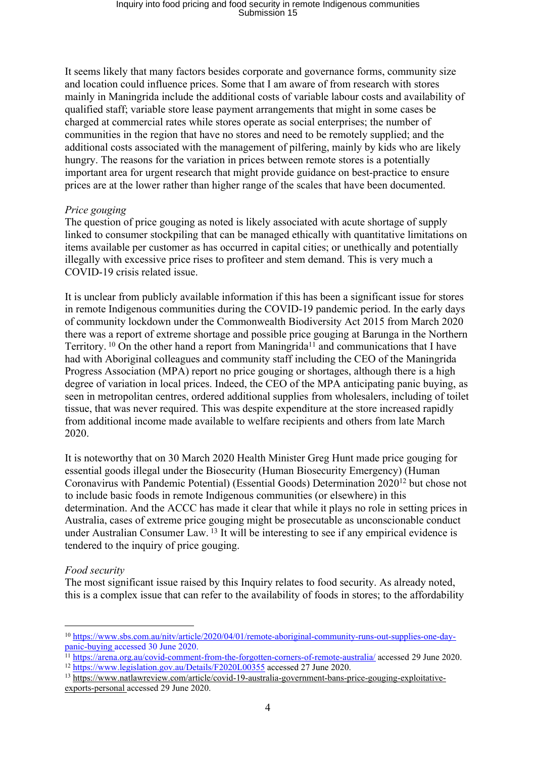It seems likely that many factors besides corporate and governance forms, community size and location could influence prices. Some that I am aware of from research with stores mainly in Maningrida include the additional costs of variable labour costs and availability of qualified staff; variable store lease payment arrangements that might in some cases be charged at commercial rates while stores operate as social enterprises; the number of communities in the region that have no stores and need to be remotely supplied; and the additional costs associated with the management of pilfering, mainly by kids who are likely hungry. The reasons for the variation in prices between remote stores is a potentially important area for urgent research that might provide guidance on best-practice to ensure prices are at the lower rather than higher range of the scales that have been documented.

*Price gouging*

The question of price gouging as noted is likely associated with acute shortage of supply linked to consumer stockpiling that can be managed ethically with quantitative limitations on items available per customer as has occurred in capital cities; or unethically and potentially illegally with excessive price rises to profiteer and stem demand. This is very much a COVID-19 crisis related issue.

It is unclear from publicly available information if this has been a significant issue for stores in remote Indigenous communities during the COVID-19 pandemic period. In the early days of community lockdown under the Commonwealth Biodiversity Act 2015 from March 2020 there was a report of extreme shortage and possible price gouging at Barunga in the Northern Territory. [10] On the other hand a report from Maningrida[11] and communications that I have had with Aboriginal colleagues and community staff including the CEO of the Maningrida Progress Association (MPA) report no price gouging or shortages, although there is a high degree of variation in local prices. Indeed, the CEO of the MPA anticipating panic buying, as seen in metropolitan centres, ordered additional supplies from wholesalers, including of toilet tissue, that was never required. This was despite expenditure at the store increased rapidly from additional income made available to welfare recipients and others from late March 2020.

It is noteworthy that on 30 March 2020 Health Minister Greg Hunt made price gouging for essential goods illegal under the Biosecurity (Human Biosecurity Emergency) (Human Coronavirus with Pandemic Potential) (Essential Goods) Determination 2020[12] but chose not to include basic foods in remote Indigenous communities (or elsewhere) in this determination. And the ACCC has made it clear that while it plays no role in setting prices in Australia, cases of extreme price gouging might be prosecutable as unconscionable conduct under Australian Consumer Law. [13] It will be interesting to see if any empirical evidence is tendered to the inquiry of price gouging.

*Food security*

The most significant issue raised by this Inquiry relates to food security. As already noted, this is a complex issue that can refer to the availability of foods in stores; to the affordability

---

[10] https://www.sbs.com.au/nitv/article/2020/04/01/remote-aboriginal-community-runs-out-supplies-one-day-panic-buying accessed 30 June 2020.

[11] https://arena.org.au/covid-comment-from-the-forgotten-corners-of-remote-australia/ accessed 29 June 2020.

[12] https://www.legislation.gov.au/Details/F2020L00355 accessed 27 June 2020.

[13] https://www.natlawreview.com/article/covid-19-australia-government-bans-price-gouging-exploitative-exports-personal accessed 29 June 2020.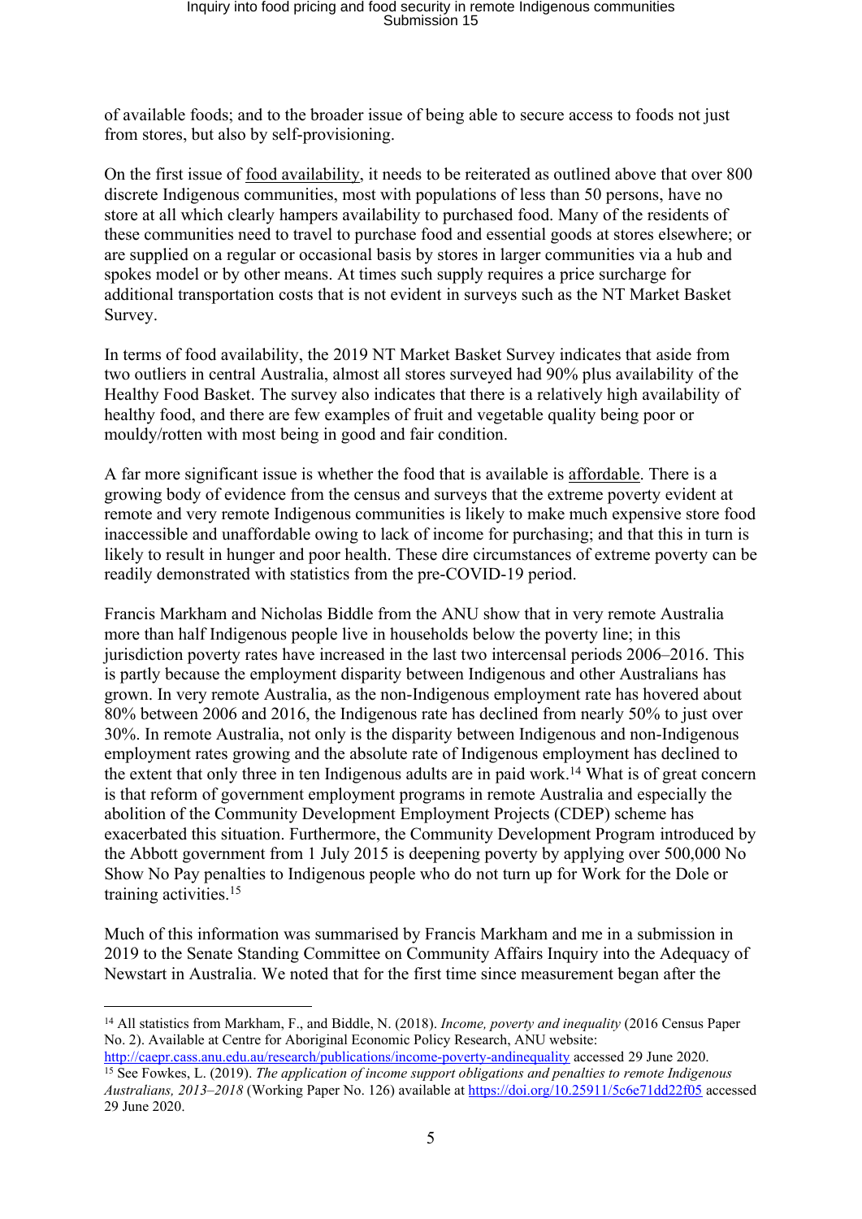of available foods; and to the broader issue of being able to secure access to foods not just from stores, but also by self-provisioning.

On the first issue of food availability, it needs to be reiterated as outlined above that over 800 discrete Indigenous communities, most with populations of less than 50 persons, have no store at all which clearly hampers availability to purchased food. Many of the residents of these communities need to travel to purchase food and essential goods at stores elsewhere; or are supplied on a regular or occasional basis by stores in larger communities via a hub and spokes model or by other means. At times such supply requires a price surcharge for additional transportation costs that is not evident in surveys such as the NT Market Basket Survey.

In terms of food availability, the 2019 NT Market Basket Survey indicates that aside from two outliers in central Australia, almost all stores surveyed had 90% plus availability of the Healthy Food Basket. The survey also indicates that there is a relatively high availability of healthy food, and there are few examples of fruit and vegetable quality being poor or mouldy/rotten with most being in good and fair condition.

A far more significant issue is whether the food that is available is affordable. There is a growing body of evidence from the census and surveys that the extreme poverty evident at remote and very remote Indigenous communities is likely to make much expensive store food inaccessible and unaffordable owing to lack of income for purchasing; and that this in turn is likely to result in hunger and poor health. These dire circumstances of extreme poverty can be readily demonstrated with statistics from the pre-COVID-19 period.

Francis Markham and Nicholas Biddle from the ANU show that in very remote Australia more than half Indigenous people live in households below the poverty line; in this jurisdiction poverty rates have increased in the last two intercensal periods 2006–2016. This is partly because the employment disparity between Indigenous and other Australians has grown. In very remote Australia, as the non-Indigenous employment rate has hovered about 80% between 2006 and 2016, the Indigenous rate has declined from nearly 50% to just over 30%. In remote Australia, not only is the disparity between Indigenous and non-Indigenous employment rates growing and the absolute rate of Indigenous employment has declined to the extent that only three in ten Indigenous adults are in paid work.[14] What is of great concern is that reform of government employment programs in remote Australia and especially the abolition of the Community Development Employment Projects (CDEP) scheme has exacerbated this situation. Furthermore, the Community Development Program introduced by the Abbott government from 1 July 2015 is deepening poverty by applying over 500,000 No Show No Pay penalties to Indigenous people who do not turn up for Work for the Dole or training activities.[15]

Much of this information was summarised by Francis Markham and me in a submission in 2019 to the Senate Standing Committee on Community Affairs Inquiry into the Adequacy of Newstart in Australia. We noted that for the first time since measurement began after the

---

[14] All statistics from Markham, F., and Biddle, N. (2018). *Income, poverty and inequality* (2016 Census Paper No. 2). Available at Centre for Aboriginal Economic Policy Research, ANU website: http://caepr.cass.anu.edu.au/research/publications/income-poverty-andinequality accessed 29 June 2020.

[15] See Fowkes, L. (2019). *The application of income support obligations and penalties to remote Indigenous Australians, 2013–2018* (Working Paper No. 126) available at https://doi.org/10.25911/5c6e71dd22f05 accessed 29 June 2020.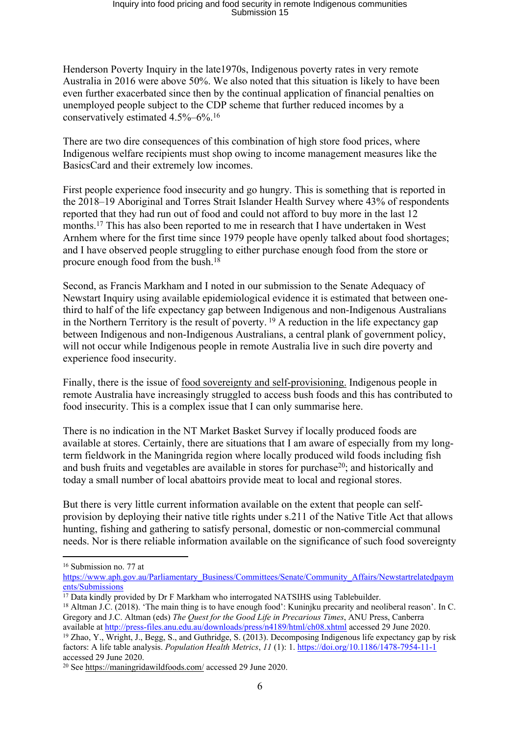Henderson Poverty Inquiry in the late1970s, Indigenous poverty rates in very remote Australia in 2016 were above 50%. We also noted that this situation is likely to have been even further exacerbated since then by the continual application of financial penalties on unemployed people subject to the CDP scheme that further reduced incomes by a conservatively estimated 4.5%–6%.[16]

There are two dire consequences of this combination of high store food prices, where Indigenous welfare recipients must shop owing to income management measures like the BasicsCard and their extremely low incomes.

First people experience food insecurity and go hungry. This is something that is reported in the 2018–19 Aboriginal and Torres Strait Islander Health Survey where 43% of respondents reported that they had run out of food and could not afford to buy more in the last 12 months.[17] This has also been reported to me in research that I have undertaken in West Arnhem where for the first time since 1979 people have openly talked about food shortages; and I have observed people struggling to either purchase enough food from the store or procure enough food from the bush.[18]

Second, as Francis Markham and I noted in our submission to the Senate Adequacy of Newstart Inquiry using available epidemiological evidence it is estimated that between one-third to half of the life expectancy gap between Indigenous and non-Indigenous Australians in the Northern Territory is the result of poverty.[19] A reduction in the life expectancy gap between Indigenous and non-Indigenous Australians, a central plank of government policy, will not occur while Indigenous people in remote Australia live in such dire poverty and experience food insecurity.

Finally, there is the issue of food sovereignty and self-provisioning. Indigenous people in remote Australia have increasingly struggled to access bush foods and this has contributed to food insecurity. This is a complex issue that I can only summarise here.

There is no indication in the NT Market Basket Survey if locally produced foods are available at stores. Certainly, there are situations that I am aware of especially from my long-term fieldwork in the Maningrida region where locally produced wild foods including fish and bush fruits and vegetables are available in stores for purchase[20]; and historically and today a small number of local abattoirs provide meat to local and regional stores.

But there is very little current information available on the extent that people can self-provision by deploying their native title rights under s.211 of the Native Title Act that allows hunting, fishing and gathering to satisfy personal, domestic or non-commercial communal needs. Nor is there reliable information available on the significance of such food sovereignty

---

[16] Submission no. 77 at https://www.aph.gov.au/Parliamentary_Business/Committees/Senate/Community_Affairs/Newstartrelatedpayments/Submissions

[17] Data kindly provided by Dr F Markham who interrogated NATSIHS using Tablebuilder.

[18] Altman J.C. (2018). 'The main thing is to have enough food': Kuninjku precarity and neoliberal reason'. In C. Gregory and J.C. Altman (eds) *The Quest for the Good Life in Precarious Times*, ANU Press, Canberra available at http://press-files.anu.edu.au/downloads/press/n4189/html/ch08.xhtml accessed 29 June 2020.

[19] Zhao, Y., Wright, J., Begg, S., and Guthridge, S. (2013). Decomposing Indigenous life expectancy gap by risk factors: A life table analysis. *Population Health Metrics*, *11* (1): 1. https://doi.org/10.1186/1478-7954-11-1 accessed 29 June 2020.

[20] See https://maningridawildfoods.com/ accessed 29 June 2020.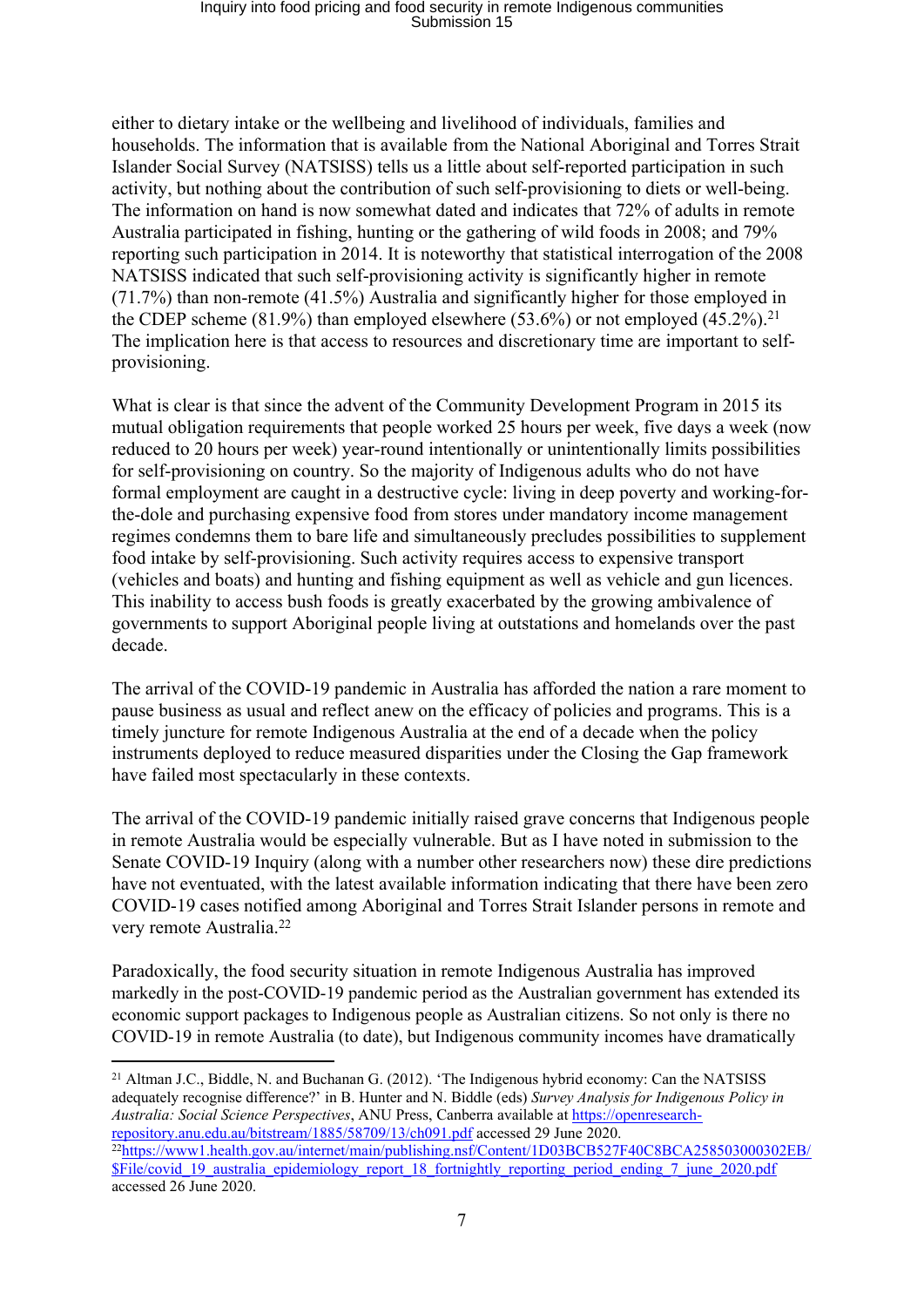either to dietary intake or the wellbeing and livelihood of individuals, families and households. The information that is available from the National Aboriginal and Torres Strait Islander Social Survey (NATSISS) tells us a little about self-reported participation in such activity, but nothing about the contribution of such self-provisioning to diets or well-being. The information on hand is now somewhat dated and indicates that 72% of adults in remote Australia participated in fishing, hunting or the gathering of wild foods in 2008; and 79% reporting such participation in 2014. It is noteworthy that statistical interrogation of the 2008 NATSISS indicated that such self-provisioning activity is significantly higher in remote (71.7%) than non-remote (41.5%) Australia and significantly higher for those employed in the CDEP scheme (81.9%) than employed elsewhere (53.6%) or not employed (45.2%).[21] The implication here is that access to resources and discretionary time are important to self-provisioning.

What is clear is that since the advent of the Community Development Program in 2015 its mutual obligation requirements that people worked 25 hours per week, five days a week (now reduced to 20 hours per week) year-round intentionally or unintentionally limits possibilities for self-provisioning on country. So the majority of Indigenous adults who do not have formal employment are caught in a destructive cycle: living in deep poverty and working-for-the-dole and purchasing expensive food from stores under mandatory income management regimes condemns them to bare life and simultaneously precludes possibilities to supplement food intake by self-provisioning. Such activity requires access to expensive transport (vehicles and boats) and hunting and fishing equipment as well as vehicle and gun licences. This inability to access bush foods is greatly exacerbated by the growing ambivalence of governments to support Aboriginal people living at outstations and homelands over the past decade.

The arrival of the COVID-19 pandemic in Australia has afforded the nation a rare moment to pause business as usual and reflect anew on the efficacy of policies and programs. This is a timely juncture for remote Indigenous Australia at the end of a decade when the policy instruments deployed to reduce measured disparities under the Closing the Gap framework have failed most spectacularly in these contexts.

The arrival of the COVID-19 pandemic initially raised grave concerns that Indigenous people in remote Australia would be especially vulnerable. But as I have noted in submission to the Senate COVID-19 Inquiry (along with a number other researchers now) these dire predictions have not eventuated, with the latest available information indicating that there have been zero COVID-19 cases notified among Aboriginal and Torres Strait Islander persons in remote and very remote Australia.[22]

Paradoxically, the food security situation in remote Indigenous Australia has improved markedly in the post-COVID-19 pandemic period as the Australian government has extended its economic support packages to Indigenous people as Australian citizens. So not only is there no COVID-19 in remote Australia (to date), but Indigenous community incomes have dramatically

---

[21] Altman J.C., Biddle, N. and Buchanan G. (2012). 'The Indigenous hybrid economy: Can the NATSISS adequately recognise difference?' in B. Hunter and N. Biddle (eds) *Survey Analysis for Indigenous Policy in Australia: Social Science Perspectives*, ANU Press, Canberra available at https://openresearch-repository.anu.edu.au/bitstream/1885/58709/13/ch091.pdf accessed 29 June 2020.

[22] https://www1.health.gov.au/internet/main/publishing.nsf/Content/1D03BCB527F40C8BCA258503000302EB/$File/covid_19_australia_epidemiology_report_18_fortnightly_reporting_period_ending_7_june_2020.pdf accessed 26 June 2020.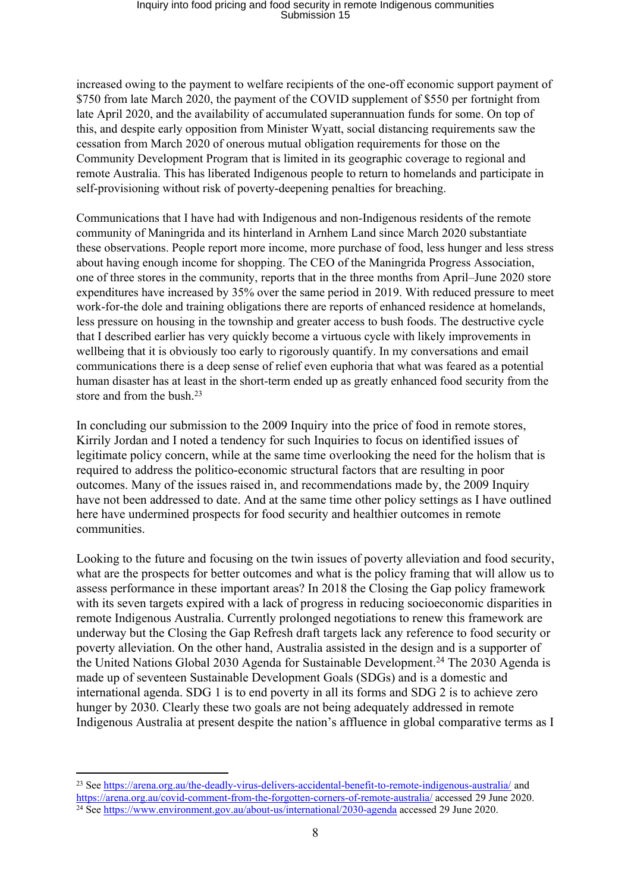increased owing to the payment to welfare recipients of the one-off economic support payment of $750 from late March 2020, the payment of the COVID supplement of $550 per fortnight from late April 2020, and the availability of accumulated superannuation funds for some. On top of this, and despite early opposition from Minister Wyatt, social distancing requirements saw the cessation from March 2020 of onerous mutual obligation requirements for those on the Community Development Program that is limited in its geographic coverage to regional and remote Australia. This has liberated Indigenous people to return to homelands and participate in self-provisioning without risk of poverty-deepening penalties for breaching.

Communications that I have had with Indigenous and non-Indigenous residents of the remote community of Maningrida and its hinterland in Arnhem Land since March 2020 substantiate these observations. People report more income, more purchase of food, less hunger and less stress about having enough income for shopping. The CEO of the Maningrida Progress Association, one of three stores in the community, reports that in the three months from April–June 2020 store expenditures have increased by 35% over the same period in 2019. With reduced pressure to meet work-for-the dole and training obligations there are reports of enhanced residence at homelands, less pressure on housing in the township and greater access to bush foods. The destructive cycle that I described earlier has very quickly become a virtuous cycle with likely improvements in wellbeing that it is obviously too early to rigorously quantify. In my conversations and email communications there is a deep sense of relief even euphoria that what was feared as a potential human disaster has at least in the short-term ended up as greatly enhanced food security from the store and from the bush.[23]

In concluding our submission to the 2009 Inquiry into the price of food in remote stores, Kirrily Jordan and I noted a tendency for such Inquiries to focus on identified issues of legitimate policy concern, while at the same time overlooking the need for the holism that is required to address the politico-economic structural factors that are resulting in poor outcomes. Many of the issues raised in, and recommendations made by, the 2009 Inquiry have not been addressed to date. And at the same time other policy settings as I have outlined here have undermined prospects for food security and healthier outcomes in remote communities.

Looking to the future and focusing on the twin issues of poverty alleviation and food security, what are the prospects for better outcomes and what is the policy framing that will allow us to assess performance in these important areas? In 2018 the Closing the Gap policy framework with its seven targets expired with a lack of progress in reducing socioeconomic disparities in remote Indigenous Australia. Currently prolonged negotiations to renew this framework are underway but the Closing the Gap Refresh draft targets lack any reference to food security or poverty alleviation. On the other hand, Australia assisted in the design and is a supporter of the United Nations Global 2030 Agenda for Sustainable Development.[24] The 2030 Agenda is made up of seventeen Sustainable Development Goals (SDGs) and is a domestic and international agenda. SDG 1 is to end poverty in all its forms and SDG 2 is to achieve zero hunger by 2030. Clearly these two goals are not being adequately addressed in remote Indigenous Australia at present despite the nation's affluence in global comparative terms as I

---

[23] See https://arena.org.au/the-deadly-virus-delivers-accidental-benefit-to-remote-indigenous-australia/ and https://arena.org.au/covid-comment-from-the-forgotten-corners-of-remote-australia/ accessed 29 June 2020.

[24] See https://www.environment.gov.au/about-us/international/2030-agenda accessed 29 June 2020.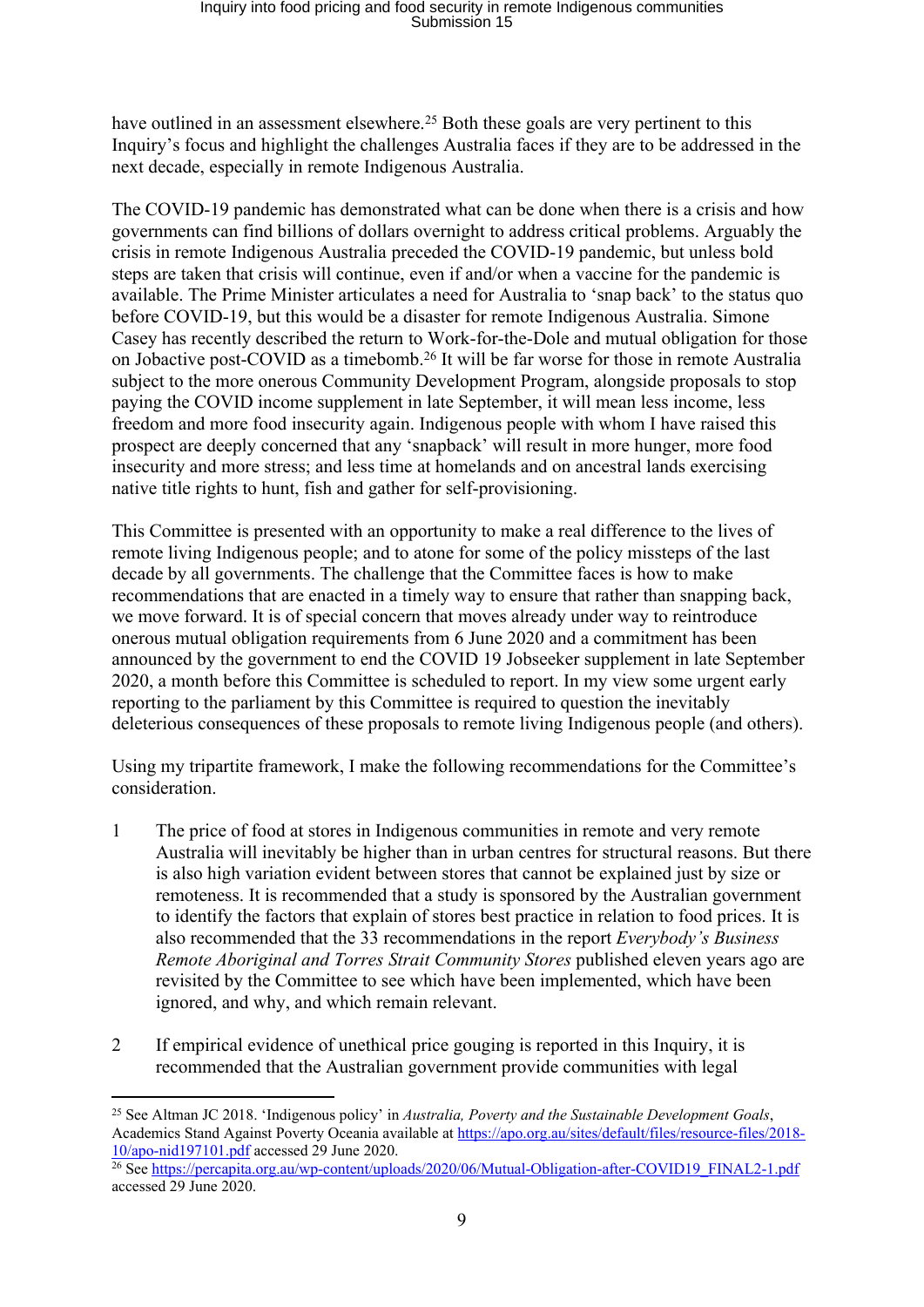have outlined in an assessment elsewhere.[25] Both these goals are very pertinent to this Inquiry's focus and highlight the challenges Australia faces if they are to be addressed in the next decade, especially in remote Indigenous Australia.

The COVID-19 pandemic has demonstrated what can be done when there is a crisis and how governments can find billions of dollars overnight to address critical problems. Arguably the crisis in remote Indigenous Australia preceded the COVID-19 pandemic, but unless bold steps are taken that crisis will continue, even if and/or when a vaccine for the pandemic is available. The Prime Minister articulates a need for Australia to 'snap back' to the status quo before COVID-19, but this would be a disaster for remote Indigenous Australia. Simone Casey has recently described the return to Work-for-the-Dole and mutual obligation for those on Jobactive post-COVID as a timebomb.[26] It will be far worse for those in remote Australia subject to the more onerous Community Development Program, alongside proposals to stop paying the COVID income supplement in late September, it will mean less income, less freedom and more food insecurity again. Indigenous people with whom I have raised this prospect are deeply concerned that any 'snapback' will result in more hunger, more food insecurity and more stress; and less time at homelands and on ancestral lands exercising native title rights to hunt, fish and gather for self-provisioning.

This Committee is presented with an opportunity to make a real difference to the lives of remote living Indigenous people; and to atone for some of the policy missteps of the last decade by all governments. The challenge that the Committee faces is how to make recommendations that are enacted in a timely way to ensure that rather than snapping back, we move forward. It is of special concern that moves already under way to reintroduce onerous mutual obligation requirements from 6 June 2020 and a commitment has been announced by the government to end the COVID 19 Jobseeker supplement in late September 2020, a month before this Committee is scheduled to report. In my view some urgent early reporting to the parliament by this Committee is required to question the inevitably deleterious consequences of these proposals to remote living Indigenous people (and others).

Using my tripartite framework, I make the following recommendations for the Committee's consideration.

1. The price of food at stores in Indigenous communities in remote and very remote Australia will inevitably be higher than in urban centres for structural reasons. But there is also high variation evident between stores that cannot be explained just by size or remoteness. It is recommended that a study is sponsored by the Australian government to identify the factors that explain of stores best practice in relation to food prices. It is also recommended that the 33 recommendations in the report *Everybody's Business Remote Aboriginal and Torres Strait Community Stores* published eleven years ago are revisited by the Committee to see which have been implemented, which have been ignored, and why, and which remain relevant.

2. If empirical evidence of unethical price gouging is reported in this Inquiry, it is recommended that the Australian government provide communities with legal

---

[25] See Altman JC 2018. 'Indigenous policy' in *Australia, Poverty and the Sustainable Development Goals*, Academics Stand Against Poverty Oceania available at https://apo.org.au/sites/default/files/resource-files/2018-10/apo-nid197101.pdf accessed 29 June 2020.

[26] See https://percapita.org.au/wp-content/uploads/2020/06/Mutual-Obligation-after-COVID19_FINAL2-1.pdf accessed 29 June 2020.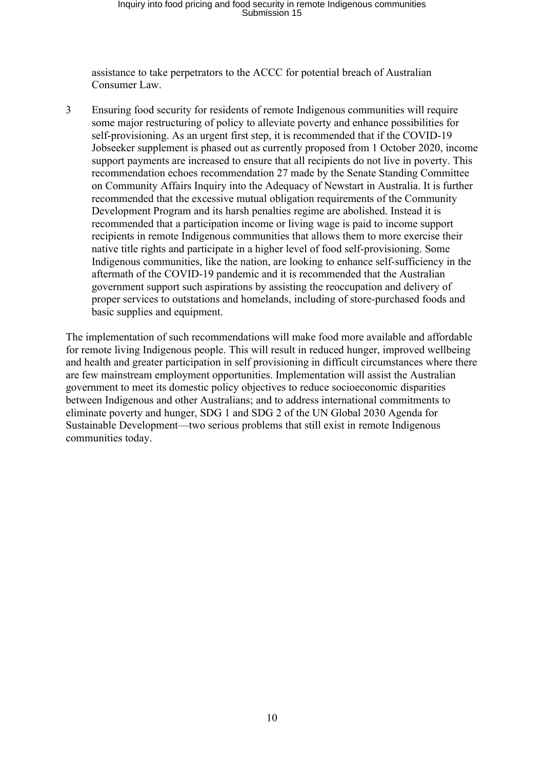assistance to take perpetrators to the ACCC for potential breach of Australian Consumer Law.

3 Ensuring food security for residents of remote Indigenous communities will require some major restructuring of policy to alleviate poverty and enhance possibilities for self-provisioning. As an urgent first step, it is recommended that if the COVID-19 Jobseeker supplement is phased out as currently proposed from 1 October 2020, income support payments are increased to ensure that all recipients do not live in poverty. This recommendation echoes recommendation 27 made by the Senate Standing Committee on Community Affairs Inquiry into the Adequacy of Newstart in Australia. It is further recommended that the excessive mutual obligation requirements of the Community Development Program and its harsh penalties regime are abolished. Instead it is recommended that a participation income or living wage is paid to income support recipients in remote Indigenous communities that allows them to more exercise their native title rights and participate in a higher level of food self-provisioning. Some Indigenous communities, like the nation, are looking to enhance self-sufficiency in the aftermath of the COVID-19 pandemic and it is recommended that the Australian government support such aspirations by assisting the reoccupation and delivery of proper services to outstations and homelands, including of store-purchased foods and basic supplies and equipment.

The implementation of such recommendations will make food more available and affordable for remote living Indigenous people. This will result in reduced hunger, improved wellbeing and health and greater participation in self provisioning in difficult circumstances where there are few mainstream employment opportunities. Implementation will assist the Australian government to meet its domestic policy objectives to reduce socioeconomic disparities between Indigenous and other Australians; and to address international commitments to eliminate poverty and hunger, SDG 1 and SDG 2 of the UN Global 2030 Agenda for Sustainable Development—two serious problems that still exist in remote Indigenous communities today.